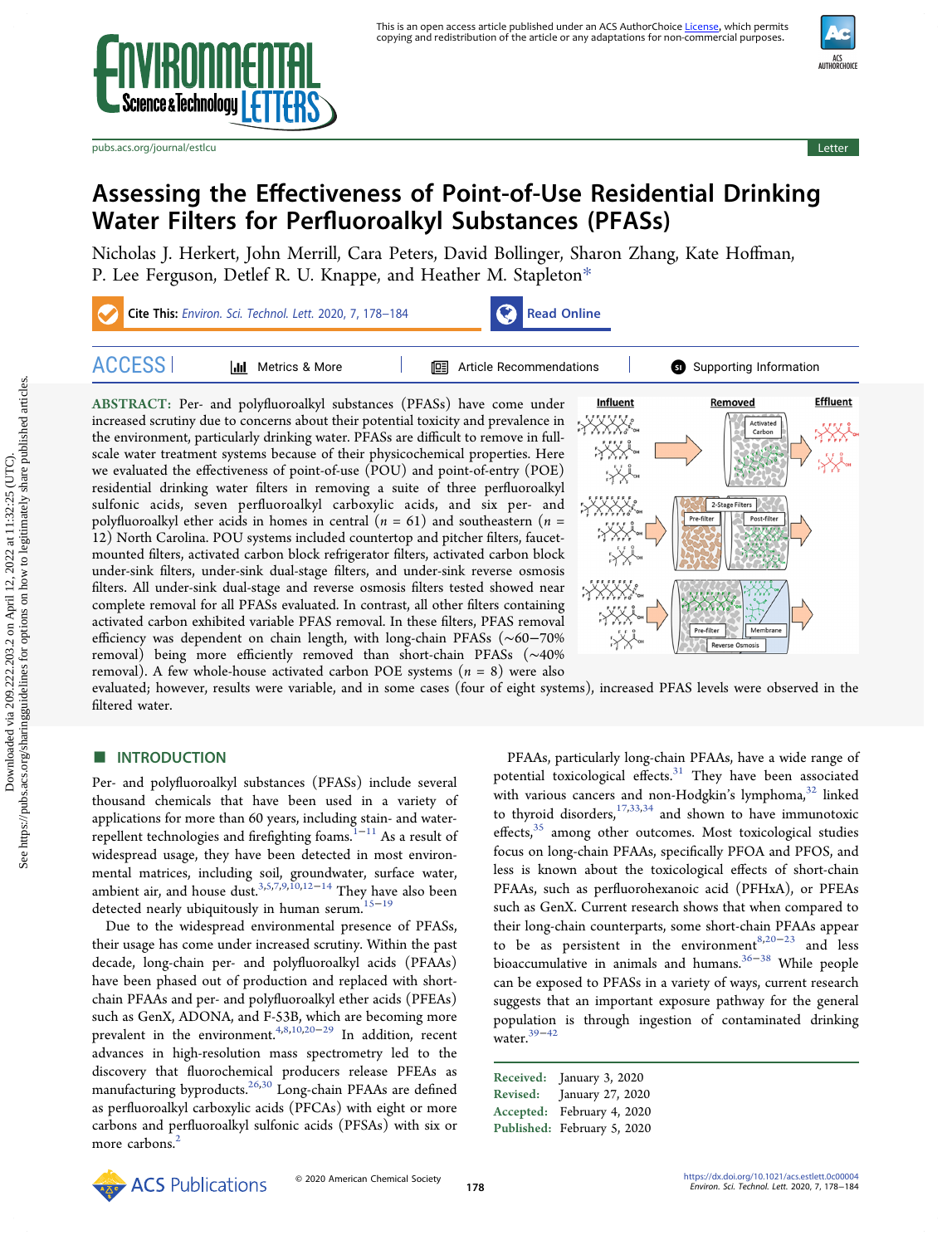# Assessing the Effectiveness of Point-of-Use Residential Drinking Water Filters for Perfluoroalkyl Substances (PFASs)

Nicholas J. Herkert, John Merrill, Cara Peters, David Bollinger, Sharon Zhang, Kate Hoffman, P. Lee Ferguson, Detlef R. U. Knappe, and Heather M. Stapleton*

**ABSTRACT:** Per- and polyfluoroalkyl substances (PFASs) have come under increased scrutiny due to concerns about their potential toxicity and prevalence in the environment, particularly drinking water. PFASs are difficult to remove in full-scale water treatment systems because of their physicochemical properties. Here we evaluated the effectiveness of point-of-use (POU) and point-of-entry (POE) residential drinking water filters in removing a suite of three perfluoroalkyl sulfonic acids, seven perfluoroalkyl carboxylic acids, and six per- and polyfluoroalkyl ether acids in homes in central ($n$ = 61) and southeastern ($n$ = 12) North Carolina. POU systems included countertop and pitcher filters, faucet-mounted filters, activated carbon block refrigerator filters, activated carbon block under-sink filters, under-sink dual-stage filters, and under-sink reverse osmosis filters. All under-sink dual-stage and reverse osmosis filters tested showed near complete removal for all PFASs evaluated. In contrast, all other filters containing activated carbon exhibited variable PFAS removal. In these filters, PFAS removal efficiency was dependent on chain length, with long-chain PFASs (~60−70% removal) being more efficiently removed than short-chain PFASs (~40% removal). A few whole-house activated carbon POE systems ($n$ = 8) were also evaluated; however, results were variable, and in some cases (four of eight systems), increased PFAS levels were observed in the filtered water.

## INTRODUCTION

Per- and polyfluoroalkyl substances (PFASs) include several thousand chemicals that have been used in a variety of applications for more than 60 years, including stain- and water-repellent technologies and firefighting foams.[1−11] As a result of widespread usage, they have been detected in most environmental matrices, including soil, groundwater, surface water, ambient air, and house dust.[3,5,7,9,10,12−14] They have also been detected nearly ubiquitously in human serum.[15−19]

Due to the widespread environmental presence of PFASs, their usage has come under increased scrutiny. Within the past decade, long-chain per- and polyfluoroalkyl acids (PFAAs) have been phased out of production and replaced with short-chain PFAAs and per- and polyfluoroalkyl ether acids (PFEAs) such as GenX, ADONA, and F-53B, which are becoming more prevalent in the environment.[4,8,10,20−29] In addition, recent advances in high-resolution mass spectrometry led to the discovery that fluorochemical producers release PFEAs as manufacturing byproducts.[26,30] Long-chain PFAAs are defined as perfluoroalkyl carboxylic acids (PFCAs) with eight or more carbons and perfluoroalkyl sulfonic acids (PFSAs) with six or more carbons.[2]

PFAAs, particularly long-chain PFAAs, have a wide range of potential toxicological effects.[31] They have been associated with various cancers and non-Hodgkin's lymphoma,[32] linked to thyroid disorders,[17,33,34] and shown to have immunotoxic effects,[35] among other outcomes. Most toxicological studies focus on long-chain PFAAs, specifically PFOA and PFOS, and less is known about the toxicological effects of short-chain PFAAs, such as perfluorohexanoic acid (PFHxA), or PFEAs such as GenX. Current research shows that when compared to their long-chain counterparts, some short-chain PFAAs appear to be as persistent in the environment[8,20−23] and less bioaccumulative in animals and humans.[36−38] While people can be exposed to PFASs in a variety of ways, current research suggests that an important exposure pathway for the general population is through ingestion of contaminated drinking water.[39−42]

Received: January 3, 2020
Revised: January 27, 2020
Accepted: February 4, 2020
Published: February 5, 2020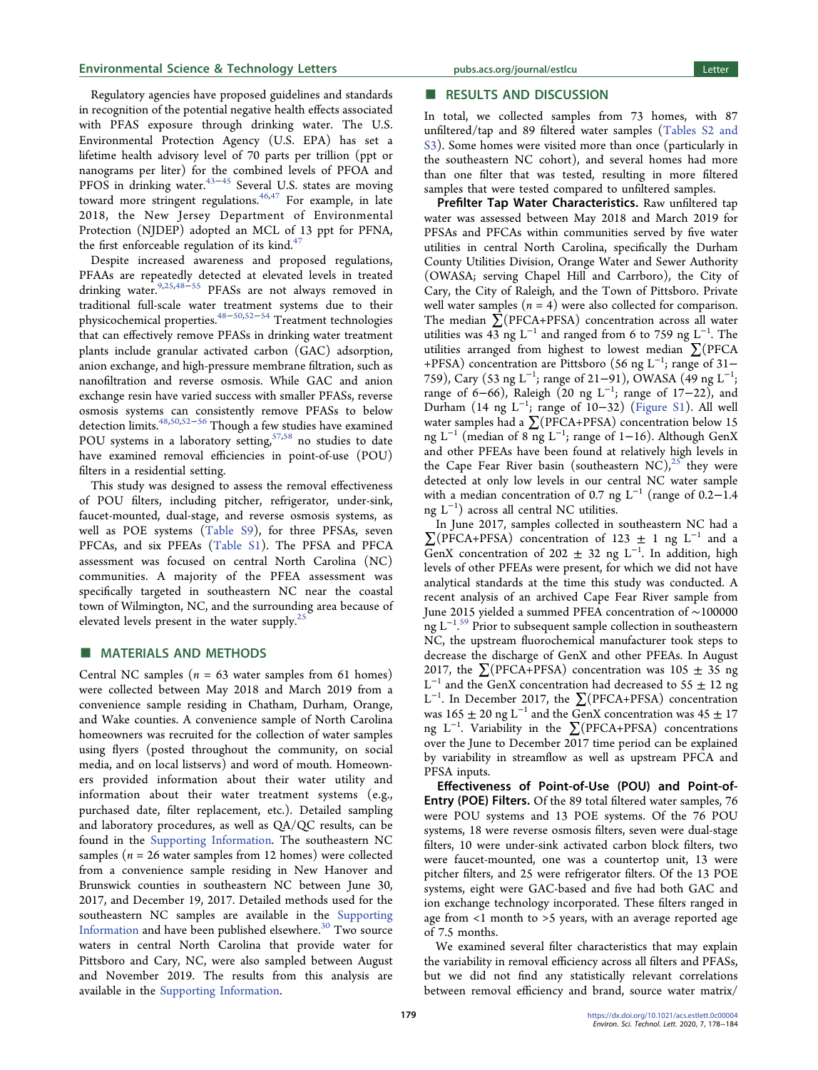Regulatory agencies have proposed guidelines and standards in recognition of the potential negative health effects associated with PFAS exposure through drinking water. The U.S. Environmental Protection Agency (U.S. EPA) has set a lifetime health advisory level of 70 parts per trillion (ppt or nanograms per liter) for the combined levels of PFOA and PFOS in drinking water.[43−45] Several U.S. states are moving toward more stringent regulations.[46,47] For example, in late 2018, the New Jersey Department of Environmental Protection (NJDEP) adopted an MCL of 13 ppt for PFNA, the first enforceable regulation of its kind.[47]

Despite increased awareness and proposed regulations, PFAAs are repeatedly detected at elevated levels in treated drinking water.[9,25,48−55] PFASs are not always removed in traditional full-scale water treatment systems due to their physicochemical properties.[48−50,52−54] Treatment technologies that can effectively remove PFASs in drinking water treatment plants include granular activated carbon (GAC) adsorption, anion exchange, and high-pressure membrane filtration, such as nanofiltration and reverse osmosis. While GAC and anion exchange resin have varied success with smaller PFASs, reverse osmosis systems can consistently remove PFASs to below detection limits.[48,50,52−56] Though a few studies have examined POU systems in a laboratory setting,[57,58] no studies to date have examined removal efficiencies in point-of-use (POU) filters in a residential setting.

This study was designed to assess the removal effectiveness of POU filters, including pitcher, refrigerator, under-sink, faucet-mounted, dual-stage, and reverse osmosis systems, as well as POE systems (Table S9), for three PFSAs, seven PFCAs, and six PFEAs (Table S1). The PFSA and PFCA assessment was focused on central North Carolina (NC) communities. A majority of the PFEA assessment was specifically targeted in southeastern NC near the coastal town of Wilmington, NC, and the surrounding area because of elevated levels present in the water supply.[25]

## MATERIALS AND METHODS

Central NC samples ($n$ = 63 water samples from 61 homes) were collected between May 2018 and March 2019 from a convenience sample residing in Chatham, Durham, Orange, and Wake counties. A convenience sample of North Carolina homeowners was recruited for the collection of water samples using flyers (posted throughout the community, on social media, and on local listservs) and word of mouth. Homeowners provided information about their water utility and information about their water treatment systems (e.g., purchased date, filter replacement, etc.). Detailed sampling and laboratory procedures, as well as QA/QC results, can be found in the Supporting Information. The southeastern NC samples ($n$ = 26 water samples from 12 homes) were collected from a convenience sample residing in New Hanover and Brunswick counties in southeastern NC between June 30, 2017, and December 19, 2017. Detailed methods used for the southeastern NC samples are available in the Supporting Information and have been published elsewhere.[30] Two source waters in central North Carolina that provide water for Pittsboro and Cary, NC, were also sampled between August and November 2019. The results from this analysis are available in the Supporting Information.

## RESULTS AND DISCUSSION

In total, we collected samples from 73 homes, with 87 unfiltered/tap and 89 filtered water samples (Tables S2 and S3). Some homes were visited more than once (particularly in the southeastern NC cohort), and several homes had more than one filter that was tested, resulting in more filtered samples that were tested compared to unfiltered samples.

**Prefilter Tap Water Characteristics.** Raw unfiltered tap water was assessed between May 2018 and March 2019 for PFSAs and PFCAs within communities served by five water utilities in central North Carolina, specifically the Durham County Utilities Division, Orange Water and Sewer Authority (OWASA; serving Chapel Hill and Carrboro), the City of Cary, the City of Raleigh, and the Town of Pittsboro. Private well water samples ($n$ = 4) were also collected for comparison. The median $\sum$(PFCA+PFSA) concentration across all water utilities was 43 ng $L^{-1}$ and ranged from 6 to 759 ng $L^{-1}$. The utilities arranged from highest to lowest median $\sum$(PFCA+PFSA) concentration are Pittsboro (56 ng $L^{-1}$; range of 31−759), Cary (53 ng $L^{-1}$; range of 21−91), OWASA (49 ng $L^{-1}$; range of 6−66), Raleigh (20 ng $L^{-1}$; range of 17−22), and Durham (14 ng $L^{-1}$; range of 10−32) (Figure S1). All well water samples had a $\sum$(PFCA+PFSA) concentration below 15 ng $L^{-1}$ (median of 8 ng $L^{-1}$; range of 1−16). Although GenX and other PFEAs have been found at relatively high levels in the Cape Fear River basin (southeastern NC),[25] they were detected at only low levels in our central NC water sample with a median concentration of 0.7 ng $L^{-1}$ (range of 0.2−1.4 ng $L^{-1}$) across all central NC utilities.

In June 2017, samples collected in southeastern NC had a $\sum$(PFCA+PFSA) concentration of 123 ± 1 ng $L^{-1}$ and a GenX concentration of 202 ± 32 ng $L^{-1}$. In addition, high levels of other PFEAs were present, for which we did not have analytical standards at the time this study was conducted. A recent analysis of an archived Cape Fear River sample from June 2015 yielded a summed PFEA concentration of ∼100000 ng $L^{-1}$.[59] Prior to subsequent sample collection in southeastern NC, the upstream fluorochemical manufacturer took steps to decrease the discharge of GenX and other PFEAs. In August 2017, the $\sum$(PFCA+PFSA) concentration was 105 ± 35 ng $L^{-1}$ and the GenX concentration had decreased to 55 ± 12 ng $L^{-1}$. In December 2017, the $\sum$(PFCA+PFSA) concentration was 165 ± 20 ng $L^{-1}$ and the GenX concentration was 45 ± 17 ng $L^{-1}$. Variability in the $\sum$(PFCA+PFSA) concentrations over the June to December 2017 time period can be explained by variability in streamflow as well as upstream PFCA and PFSA inputs.

**Effectiveness of Point-of-Use (POU) and Point-of-Entry (POE) Filters.** Of the 89 total filtered water samples, 76 were POU systems and 13 POE systems. Of the 76 POU systems, 18 were reverse osmosis filters, seven were dual-stage filters, 10 were under-sink activated carbon block filters, two were faucet-mounted, one was a countertop unit, 13 were pitcher filters, and 25 were refrigerator filters. Of the 13 POE systems, eight were GAC-based and five had both GAC and ion exchange technology incorporated. These filters ranged in age from <1 month to >5 years, with an average reported age of 7.5 months.

We examined several filter characteristics that may explain the variability in removal efficiency across all filters and PFASs, but we did not find any statistically relevant correlations between removal efficiency and brand, source water matrix/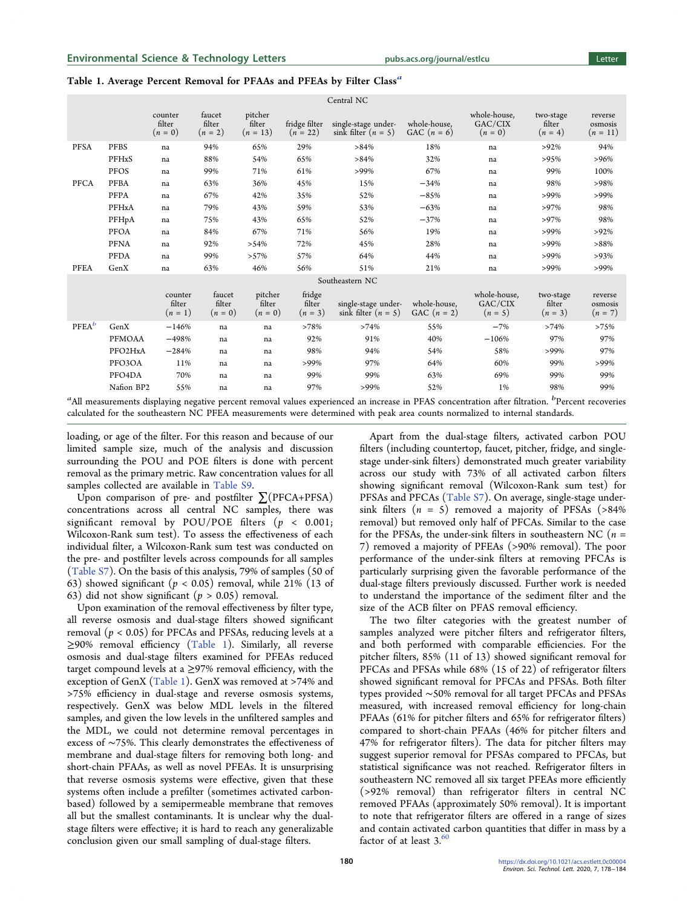**Table 1. Average Percent Removal for PFAAs and PFEAs by Filter Class[a]**

| | | Central NC | | | | | | | | |
|---|---|---|---|---|---|---|---|---|---|---|
| | | counter filter ($n$ = 0) | faucet filter ($n$ = 2) | pitcher filter ($n$ = 13) | fridge filter ($n$ = 22) | single-stage under-sink filter ($n$ = 5) | whole-house, GAC ($n$ = 6) | whole-house, GAC/CIX ($n$ = 0) | two-stage filter ($n$ = 4) | reverse osmosis ($n$ = 11) |
| PFSA | PFBS | na | 94% | 65% | 29% | >84% | 18% | na | >92% | 94% |
| | PFHxS | na | 88% | 54% | 65% | >84% | 32% | na | >95% | >96% |
| | PFOS | na | 99% | 71% | 61% | >99% | 67% | na | 99% | 100% |
| PFCA | PFBA | na | 63% | 36% | 45% | 15% | −34% | na | 98% | >98% |
| | PFPA | na | 67% | 42% | 35% | 52% | −85% | na | >99% | >99% |
| | PFHxA | na | 79% | 43% | 59% | 53% | −63% | na | >97% | 98% |
| | PFHpA | na | 75% | 43% | 65% | 52% | −37% | na | >97% | 98% |
| | PFOA | na | 84% | 67% | 71% | 56% | 19% | na | >99% | >92% |
| | PFNA | na | 92% | >54% | 72% | 45% | 28% | na | >99% | >88% |
| | PFDA | na | 99% | >57% | 57% | 64% | 44% | na | >99% | >93% |
| PFEA | GenX | na | 63% | 46% | 56% | 51% | 21% | na | >99% | >99% |
| | | Southeastern NC | | | | | | | | |
| | | counter filter ($n$ = 1) | faucet filter ($n$ = 0) | pitcher filter ($n$ = 0) | fridge filter ($n$ = 3) | single-stage under-sink filter ($n$ = 5) | whole-house, GAC ($n$ = 2) | whole-house, GAC/CIX ($n$ = 5) | two-stage filter ($n$ = 3) | reverse osmosis ($n$ = 7) |
| PFEA[b] | GenX | −146% | na | na | >78% | >74% | 55% | −7% | >74% | >75% |
| | PFMOAA | −498% | na | na | 92% | 91% | 40% | −106% | 97% | 97% |
| | PFO2HxA | −284% | na | na | 98% | 94% | 54% | 58% | >99% | 97% |
| | PFO3OA | 11% | na | na | >99% | 97% | 64% | 60% | 99% | >99% |
| | PFO4DA | 70% | na | na | 99% | 99% | 63% | 69% | 99% | 99% |
| | Nafion BP2 | 55% | na | na | 97% | >99% | 52% | 1% | 98% | 99% |

[a]All measurements displaying negative percent removal values experienced an increase in PFAS concentration after filtration. [b]Percent recoveries calculated for the southeastern NC PFEA measurements were determined with peak area counts normalized to internal standards.

loading, or age of the filter. For this reason and because of our limited sample size, much of the analysis and discussion surrounding the POU and POE filters is done with percent removal as the primary metric. Raw concentration values for all samples collected are available in Table S9.

Upon comparison of pre- and postfilter $\sum$(PFCA+PFSA) concentrations across all central NC samples, there was significant removal by POU/POE filters ($p < 0.001$; Wilcoxon-Rank sum test). To assess the effectiveness of each individual filter, a Wilcoxon-Rank sum test was conducted on the pre- and postfilter levels across compounds for all samples (Table S7). On the basis of this analysis, 79% of samples (50 of 63) showed significant ($p < 0.05$) removal, while 21% (13 of 63) did not show significant ($p > 0.05$) removal.

Upon examination of the removal effectiveness by filter type, all reverse osmosis and dual-stage filters showed significant removal ($p < 0.05$) for PFCAs and PFSAs, reducing levels at a ≥90% removal efficiency (Table 1). Similarly, all reverse osmosis and dual-stage filters examined for PFEAs reduced target compound levels at a ≥97% removal efficiency, with the exception of GenX (Table 1). GenX was removed at >74% and >75% efficiency in dual-stage and reverse osmosis systems, respectively. GenX was below MDL levels in the filtered samples, and given the low levels in the unfiltered samples and the MDL, we could not determine removal percentages in excess of ~75%. This clearly demonstrates the effectiveness of membrane and dual-stage filters for removing both long- and short-chain PFAAs, as well as novel PFEAs. It is unsurprising that reverse osmosis systems were effective, given that these systems often include a prefilter (sometimes activated carbon-based) followed by a semipermeable membrane that removes all but the smallest contaminants. It is unclear why the dual-stage filters were effective; it is hard to reach any generalizable conclusion given our small sampling of dual-stage filters.

Apart from the dual-stage filters, activated carbon POU filters (including countertop, faucet, pitcher, fridge, and single-stage under-sink filters) demonstrated much greater variability across our study with 73% of all activated carbon filters showing significant removal (Wilcoxon-Rank sum test) for PFSAs and PFCAs (Table S7). On average, single-stage under-sink filters ($n$ = 5) removed a majority of PFSAs (>84% removal) but removed only half of PFCAs. Similar to the case for the PFSAs, the under-sink filters in southeastern NC ($n$ = 7) removed a majority of PFEAs (>90% removal). The poor performance of the under-sink filters at removing PFCAs is particularly surprising given the favorable performance of the dual-stage filters previously discussed. Further work is needed to understand the importance of the sediment filter and the size of the ACB filter on PFAS removal efficiency.

The two filter categories with the greatest number of samples analyzed were pitcher filters and refrigerator filters, and both performed with comparable efficiencies. For the pitcher filters, 85% (11 of 13) showed significant removal for PFCAs and PFSAs while 68% (15 of 22) of refrigerator filters showed significant removal for PFCAs and PFSAs. Both filter types provided ~50% removal for all target PFCAs and PFSAs measured, with increased removal efficiency for long-chain PFAAs (61% for pitcher filters and 65% for refrigerator filters) compared to short-chain PFAAs (46% for pitcher filters and 47% for refrigerator filters). The data for pitcher filters may suggest superior removal for PFSAs compared to PFCAs, but statistical significance was not reached. Refrigerator filters in southeastern NC removed all six target PFEAs more efficiently (>92% removal) than refrigerator filters in central NC removed PFAAs (approximately 50% removal). It is important to note that refrigerator filters are offered in a range of sizes and contain activated carbon quantities that differ in mass by a factor of at least 3.[60]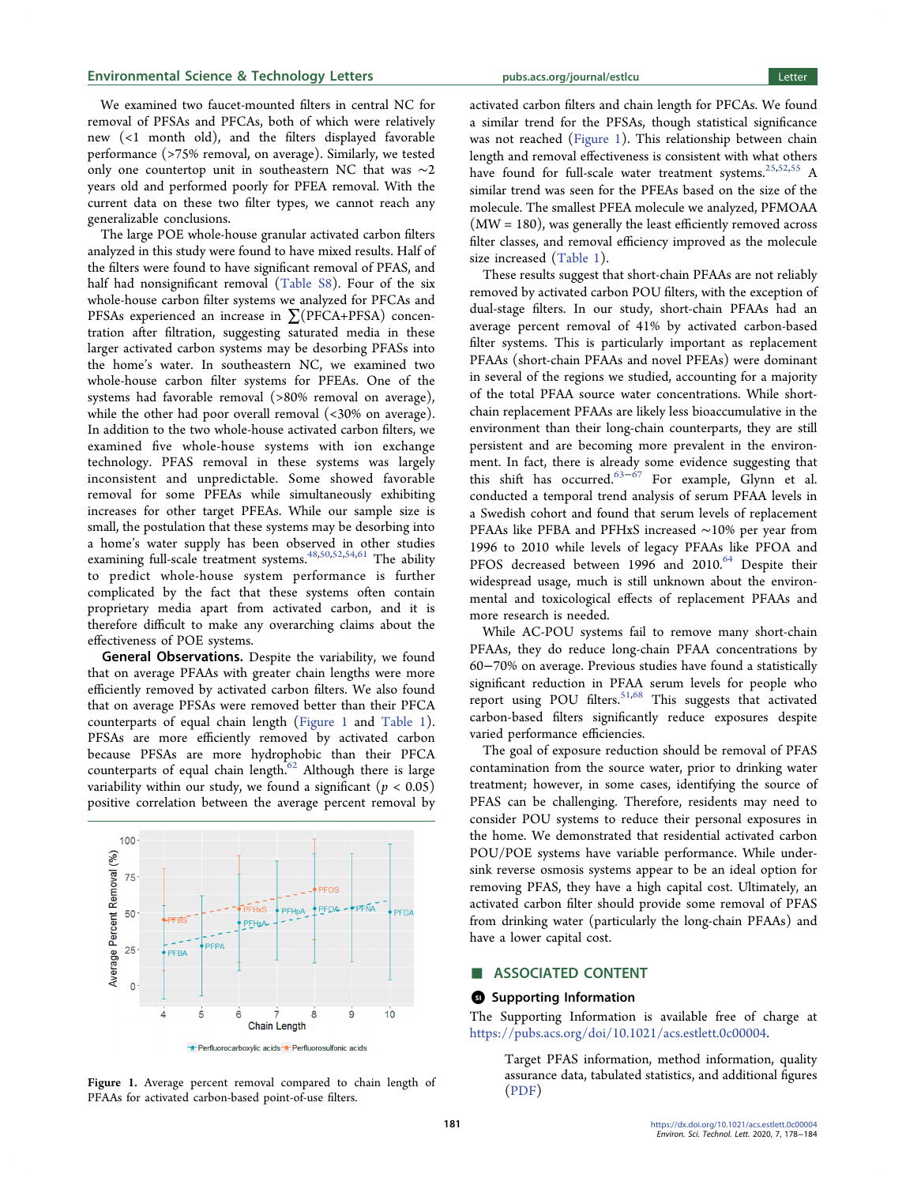We examined two faucet-mounted filters in central NC for removal of PFSAs and PFCAs, both of which were relatively new (<1 month old), and the filters displayed favorable performance (>75% removal, on average). Similarly, we tested only one countertop unit in southeastern NC that was ~2 years old and performed poorly for PFEA removal. With the current data on these two filter types, we cannot reach any generalizable conclusions.

The large POE whole-house granular activated carbon filters analyzed in this study were found to have mixed results. Half of the filters were found to have significant removal of PFAS, and half had nonsignificant removal (Table S8). Four of the six whole-house carbon filter systems we analyzed for PFCAs and PFSAs experienced an increase in $\sum$(PFCA+PFSA) concentration after filtration, suggesting saturated media in these larger activated carbon systems may be desorbing PFASs into the home's water. In southeastern NC, we examined two whole-house carbon filter systems for PFEAs. One of the systems had favorable removal (>80% removal on average), while the other had poor overall removal (<30% on average). In addition to the two whole-house activated carbon filters, we examined five whole-house systems with ion exchange technology. PFAS removal in these systems was largely inconsistent and unpredictable. Some showed favorable removal for some PFEAs while simultaneously exhibiting increases for other target PFEAs. While our sample size is small, the postulation that these systems may be desorbing into a home's water supply has been observed in other studies examining full-scale treatment systems.[48,50,52,54,61] The ability to predict whole-house system performance is further complicated by the fact that these systems often contain proprietary media apart from activated carbon, and it is therefore difficult to make any overarching claims about the effectiveness of POE systems.

**General Observations.** Despite the variability, we found that on average PFAAs with greater chain lengths were more efficiently removed by activated carbon filters. We also found that on average PFSAs were removed better than their PFCA counterparts of equal chain length (Figure 1 and Table 1). PFSAs are more efficiently removed by activated carbon because PFSAs are more hydrophobic than their PFCA counterparts of equal chain length.[62] Although there is large variability within our study, we found a significant ($p < 0.05$) positive correlation between the average percent removal by activated carbon filters and chain length for PFCAs. We found a similar trend for the PFSAs, though statistical significance was not reached (Figure 1). This relationship between chain length and removal effectiveness is consistent with what others have found for full-scale water treatment systems.[25,52,55] A similar trend was seen for the PFEAs based on the size of the molecule. The smallest PFEA molecule we analyzed, PFMOAA (MW = 180), was generally the least efficiently removed across filter classes, and removal efficiency improved as the molecule size increased (Table 1).

These results suggest that short-chain PFAAs are not reliably removed by activated carbon POU filters, with the exception of dual-stage filters. In our study, short-chain PFAAs had an average percent removal of 41% by activated carbon-based filter systems. This is particularly important as replacement PFAAs (short-chain PFAAs and novel PFEAs) were dominant in several of the regions we studied, accounting for a majority of the total PFAA source water concentrations. While short-chain replacement PFAAs are likely less bioaccumulative in the environment than their long-chain counterparts, they are still persistent and are becoming more prevalent in the environment. In fact, there is already some evidence suggesting that this shift has occurred.[63−67] For example, Glynn et al. conducted a temporal trend analysis of serum PFAA levels in a Swedish cohort and found that serum levels of replacement PFAAs like PFBA and PFHxS increased ~10% per year from 1996 to 2010 while levels of legacy PFAAs like PFOA and PFOS decreased between 1996 and 2010.[64] Despite their widespread usage, much is still unknown about the environmental and toxicological effects of replacement PFAAs and more research is needed.

While AC-POU systems fail to remove many short-chain PFAAs, they do reduce long-chain PFAA concentrations by 60−70% on average. Previous studies have found a statistically significant reduction in PFAA serum levels for people who report using POU filters.[51,68] This suggests that activated carbon-based filters significantly reduce exposures despite varied performance efficiencies.

The goal of exposure reduction should be removal of PFAS contamination from the source water, prior to drinking water treatment; however, in some cases, identifying the source of PFAS can be challenging. Therefore, residents may need to consider POU systems to reduce their personal exposures in the home. We demonstrated that residential activated carbon POU/POE systems have variable performance. While undersink reverse osmosis systems appear to be an ideal option for removing PFAS, they have a high capital cost. Ultimately, an activated carbon filter should provide some removal of PFAS from drinking water (particularly the long-chain PFAAs) and have a lower capital cost.

Figure 1. Average percent removal compared to chain length of PFAAs for activated carbon-based point-of-use filters.

## ■ ASSOCIATED CONTENT

### Supporting Information

The Supporting Information is available free of charge at https://pubs.acs.org/doi/10.1021/acs.estlett.0c00004.

Target PFAS information, method information, quality assurance data, tabulated statistics, and additional figures (PDF)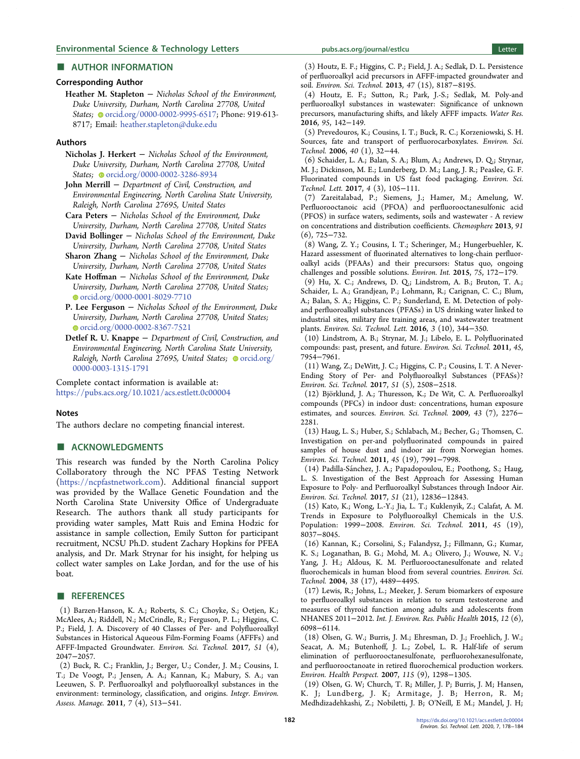## AUTHOR INFORMATION

### Corresponding Author

**Heather M. Stapleton** − *Nicholas School of the Environment, Duke University, Durham, North Carolina 27708, United States;* orcid.org/0000-0002-9995-6517; Phone: 919-613-8717; Email: heather.stapleton@duke.edu

### Authors

**Nicholas J. Herkert** − *Nicholas School of the Environment, Duke University, Durham, North Carolina 27708, United States;* orcid.org/0000-0002-3286-8934

**John Merrill** − *Department of Civil, Construction, and Environmental Engineering, North Carolina State University, Raleigh, North Carolina 27695, United States*

**Cara Peters** − *Nicholas School of the Environment, Duke University, Durham, North Carolina 27708, United States*

**David Bollinger** − *Nicholas School of the Environment, Duke University, Durham, North Carolina 27708, United States*

**Sharon Zhang** − *Nicholas School of the Environment, Duke University, Durham, North Carolina 27708, United States*

**Kate Hoffman** − *Nicholas School of the Environment, Duke University, Durham, North Carolina 27708, United States;* orcid.org/0000-0001-8029-7710

**P. Lee Ferguson** − *Nicholas School of the Environment, Duke University, Durham, North Carolina 27708, United States;* orcid.org/0000-0002-8367-7521

**Detlef R. U. Knappe** − *Department of Civil, Construction, and Environmental Engineering, North Carolina State University, Raleigh, North Carolina 27695, United States;* orcid.org/0000-0003-1315-1791

Complete contact information is available at: https://pubs.acs.org/10.1021/acs.estlett.0c00004

### Notes

The authors declare no competing financial interest.

## ACKNOWLEDGMENTS

This research was funded by the North Carolina Policy Collaboratory through the NC PFAS Testing Network (https://ncpfastnetwork.com). Additional financial support was provided by the Wallace Genetic Foundation and the North Carolina State University Office of Undergraduate Research. The authors thank all study participants for providing water samples, Matt Ruis and Emina Hodzic for assistance in sample collection, Emily Sutton for participant recruitment, NCSU Ph.D. student Zachary Hopkins for PFEA analysis, and Dr. Mark Strynar for his insight, for helping us collect water samples on Lake Jordan, and for the use of his boat.

## REFERENCES

(1) Barzen-Hanson, K. A.; Roberts, S. C.; Choyke, S.; Oetjen, K.; McAlees, A.; Riddell, N.; McCrindle, R.; Ferguson, P. L.; Higgins, C. P.; Field, J. A. Discovery of 40 Classes of Per- and Polyfluoroalkyl Substances in Historical Aqueous Film-Forming Foams (AFFFs) and AFFF-Impacted Groundwater. *Environ. Sci. Technol.* **2017**, *51* (4), 2047−2057.

(2) Buck, R. C.; Franklin, J.; Berger, U.; Conder, J. M.; Cousins, I. T.; De Voogt, P.; Jensen, A. A.; Kannan, K.; Mabury, S. A.; van Leeuwen, S. P. Perfluoroalkyl and polyfluoroalkyl substances in the environment: terminology, classification, and origins. *Integr. Environ. Assess. Manage.* **2011**, *7* (4), 513−541.

(3) Houtz, E. F.; Higgins, C. P.; Field, J. A.; Sedlak, D. L. Persistence of perfluoroalkyl acid precursors in AFFF-impacted groundwater and soil. *Environ. Sci. Technol.* **2013**, *47* (15), 8187−8195.

(4) Houtz, E. F.; Sutton, R.; Park, J.-S.; Sedlak, M. Poly-and perfluoroalkyl substances in wastewater: Significance of unknown precursors, manufacturing shifts, and likely AFFF impacts. *Water Res.* **2016**, *95*, 142−149.

(5) Prevedouros, K.; Cousins, I. T.; Buck, R. C.; Korzeniowski, S. H. Sources, fate and transport of perfluorocarboxylates. *Environ. Sci. Technol.* **2006**, *40* (1), 32−44.

(6) Schaider, L. A.; Balan, S. A.; Blum, A.; Andrews, D. Q.; Strynar, M. J.; Dickinson, M. E.; Lunderberg, D. M.; Lang, J. R.; Peaslee, G. F. Fluorinated compounds in US fast food packaging. *Environ. Sci. Technol. Lett.* **2017**, *4* (3), 105−111.

(7) Zareitalabad, P.; Siemens, J.; Hamer, M.; Amelung, W. Perfluorooctanoic acid (PFOA) and perfluorooctanesulfonic acid (PFOS) in surface waters, sediments, soils and wastewater - A review on concentrations and distribution coefficients. *Chemosphere* **2013**, *91* (6), 725−732.

(8) Wang, Z. Y.; Cousins, I. T.; Scheringer, M.; Hungerbuehler, K. Hazard assessment of fluorinated alternatives to long-chain perfluoroalkyl acids (PFAAs) and their precursors: Status quo, ongoing challenges and possible solutions. *Environ. Int.* **2015**, *75*, 172−179.

(9) Hu, X. C.; Andrews, D. Q.; Lindstrom, A. B.; Bruton, T. A.; Schaider, L. A.; Grandjean, P.; Lohmann, R.; Carignan, C. C.; Blum, A.; Balan, S. A.; Higgins, C. P.; Sunderland, E. M. Detection of poly- and perfluoroalkyl substances (PFASs) in US drinking water linked to industrial sites, military fire training areas, and wastewater treatment plants. *Environ. Sci. Technol. Lett.* **2016**, *3* (10), 344−350.

(10) Lindstrom, A. B.; Strynar, M. J.; Libelo, E. L. Polyfluorinated compounds: past, present, and future. *Environ. Sci. Technol.* **2011**, *45*, 7954−7961.

(11) Wang, Z.; DeWitt, J. C.; Higgins, C. P.; Cousins, I. T. A Never-Ending Story of Per- and Polyfluoroalkyl Substances (PFASs)? *Environ. Sci. Technol.* **2017**, *51* (5), 2508−2518.

(12) Björklund, J. A.; Thuresson, K.; De Wit, C. A. Perfluoroalkyl compounds (PFCs) in indoor dust: concentrations, human exposure estimates, and sources. *Environ. Sci. Technol.* **2009**, *43* (7), 2276−2281.

(13) Haug, L. S.; Huber, S.; Schlabach, M.; Becher, G.; Thomsen, C. Investigation on per-and polyfluorinated compounds in paired samples of house dust and indoor air from Norwegian homes. *Environ. Sci. Technol.* **2011**, *45* (19), 7991−7998.

(14) Padilla-Sánchez, J. A.; Papadopoulou, E.; Poothong, S.; Haug, L. S. Investigation of the Best Approach for Assessing Human Exposure to Poly- and Perfluoroalkyl Substances through Indoor Air. *Environ. Sci. Technol.* **2017**, *51* (21), 12836−12843.

(15) Kato, K.; Wong, L.-Y.; Jia, L. T.; Kuklenyik, Z.; Calafat, A. M. Trends in Exposure to Polyfluoroalkyl Chemicals in the U.S. Population: 1999−2008. *Environ. Sci. Technol.* **2011**, *45* (19), 8037−8045.

(16) Kannan, K.; Corsolini, S.; Falandysz, J.; Fillmann, G.; Kumar, K. S.; Loganathan, B. G.; Mohd, M. A.; Olivero, J.; Wouwe, N. V.; Yang, J. H.; Aldous, K. M. Perfluorooctanesulfonate and related fluorochemicals in human blood from several countries. *Environ. Sci. Technol.* **2004**, *38* (17), 4489−4495.

(17) Lewis, R.; Johns, L.; Meeker, J. Serum biomarkers of exposure to perfluoroalkyl substances in relation to serum testosterone and measures of thyroid function among adults and adolescents from NHANES 2011−2012. *Int. J. Environ. Res. Public Health* **2015**, *12* (6), 6098−6114.

(18) Olsen, G. W.; Burris, J. M.; Ehresman, D. J.; Froehlich, J. W.; Seacat, A. M.; Butenhoff, J. L.; Zobel, L. R. Half-life of serum elimination of perfluorooctanesulfonate, perfluorohexanesulfonate, and perfluorooctanoate in retired fluorochemical production workers. *Environ. Health Perspect.* **2007**, *115* (9), 1298−1305.

(19) Olsen, G. W; Church, T. R; Miller, J. P; Burris, J. M; Hansen, K. J; Lundberg, J. K; Armitage, J. B; Herron, R. M; Medhdizadehkashi, Z.; Nobiletti, J. B; O'Neill, E M.; Mandel, J. H;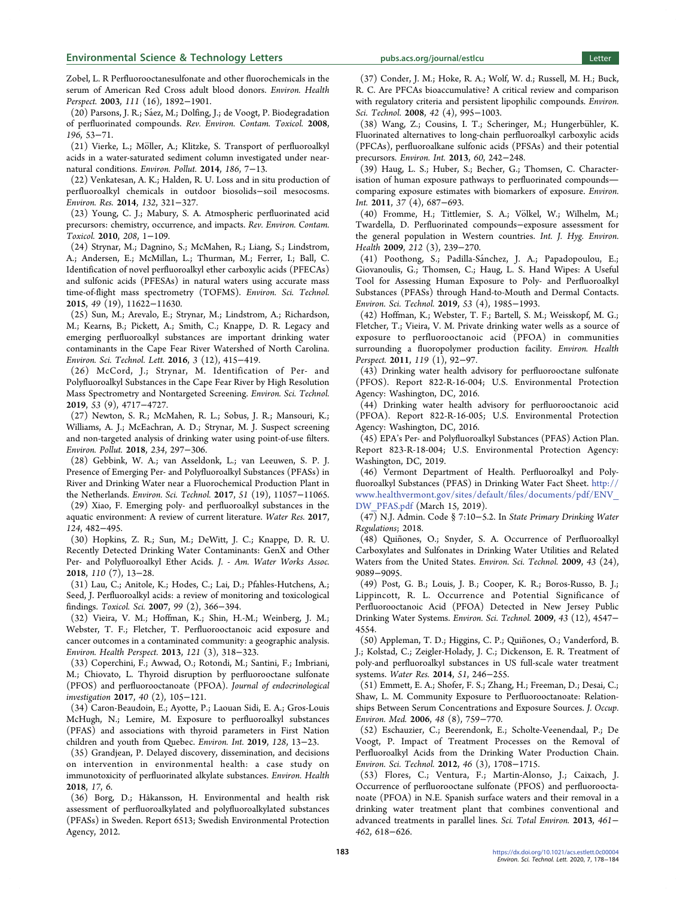Zobel, L. R Perfluorooctanesulfonate and other fluorochemicals in the serum of American Red Cross adult blood donors. *Environ. Health Perspect.* **2003**, *111* (16), 1892−1901.

(20) Parsons, J. R.; Sáez, M.; Dolfing, J.; de Voogt, P. Biodegradation of perfluorinated compounds. *Rev. Environ. Contam. Toxicol.* **2008**, *196*, 53−71.

(21) Vierke, L.; Möller, A.; Klitzke, S. Transport of perfluoroalkyl acids in a water-saturated sediment column investigated under near-natural conditions. *Environ. Pollut.* **2014**, *186*, 7−13.

(22) Venkatesan, A. K.; Halden, R. U. Loss and in situ production of perfluoroalkyl chemicals in outdoor biosolids−soil mesocosms. *Environ. Res.* **2014**, *132*, 321−327.

(23) Young, C. J.; Mabury, S. A. Atmospheric perfluorinated acid precursors: chemistry, occurrence, and impacts. *Rev. Environ. Contam. Toxicol.* **2010**, *208*, 1−109.

(24) Strynar, M.; Dagnino, S.; McMahen, R.; Liang, S.; Lindstrom, A.; Andersen, E.; McMillan, L.; Thurman, M.; Ferrer, I.; Ball, C. Identification of novel perfluoroalkyl ether carboxylic acids (PFECAs) and sulfonic acids (PFESAs) in natural waters using accurate mass time-of-flight mass spectrometry (TOFMS). *Environ. Sci. Technol.* **2015**, *49* (19), 11622−11630.

(25) Sun, M.; Arevalo, E.; Strynar, M.; Lindstrom, A.; Richardson, M.; Kearns, B.; Pickett, A.; Smith, C.; Knappe, D. R. Legacy and emerging perfluoroalkyl substances are important drinking water contaminants in the Cape Fear River Watershed of North Carolina. *Environ. Sci. Technol. Lett.* **2016**, *3* (12), 415−419.

(26) McCord, J.; Strynar, M. Identification of Per- and Polyfluoroalkyl Substances in the Cape Fear River by High Resolution Mass Spectrometry and Nontargeted Screening. *Environ. Sci. Technol.* **2019**, *53* (9), 4717−4727.

(27) Newton, S. R.; McMahen, R. L.; Sobus, J. R.; Mansouri, K.; Williams, A. J.; McEachran, A. D.; Strynar, M. J. Suspect screening and non-targeted analysis of drinking water using point-of-use filters. *Environ. Pollut.* **2018**, *234*, 297−306.

(28) Gebbink, W. A.; van Asseldonk, L.; van Leeuwen, S. P. J. Presence of Emerging Per- and Polyfluoroalkyl Substances (PFASs) in River and Drinking Water near a Fluorochemical Production Plant in the Netherlands. *Environ. Sci. Technol.* **2017**, *51* (19), 11057−11065.

(29) Xiao, F. Emerging poly- and perfluoroalkyl substances in the aquatic environment: A review of current literature. *Water Res.* **2017**, *124*, 482−495.

(30) Hopkins, Z. R.; Sun, M.; DeWitt, J. C.; Knappe, D. R. U. Recently Detected Drinking Water Contaminants: GenX and Other Per- and Polyfluoroalkyl Ether Acids. *J. - Am. Water Works Assoc.* **2018**, *110* (7), 13−28.

(31) Lau, C.; Anitole, K.; Hodes, C.; Lai, D.; Pfahles-Hutchens, A.; Seed, J. Perfluoroalkyl acids: a review of monitoring and toxicological findings. *Toxicol. Sci.* **2007**, *99* (2), 366−394.

(32) Vieira, V. M.; Hoffman, K.; Shin, H.-M.; Weinberg, J. M.; Webster, T. F.; Fletcher, T. Perfluorooctanoic acid exposure and cancer outcomes in a contaminated community: a geographic analysis. *Environ. Health Perspect.* **2013**, *121* (3), 318−323.

(33) Coperchini, F.; Awwad, O.; Rotondi, M.; Santini, F.; Imbriani, M.; Chiovato, L. Thyroid disruption by perfluorooctane sulfonate (PFOS) and perfluorooctanoate (PFOA). *Journal of endocrinological investigation* **2017**, *40* (2), 105−121.

(34) Caron-Beaudoin, E.; Ayotte, P.; Laouan Sidi, E. A.; Gros-Louis McHugh, N.; Lemire, M. Exposure to perfluoroalkyl substances (PFAS) and associations with thyroid parameters in First Nation children and youth from Quebec. *Environ. Int.* **2019**, *128*, 13−23.

(35) Grandjean, P. Delayed discovery, dissemination, and decisions on intervention in environmental health: a case study on immunotoxicity of perfluorinated alkylate substances. *Environ. Health* **2018**, *17*, 6.

(36) Borg, D.; Håkansson, H. Environmental and health risk assessment of perfluoroalkylated and polyfluoroalkylated substances (PFASs) in Sweden. Report 6513; Swedish Environmental Protection Agency, 2012.

(37) Conder, J. M.; Hoke, R. A.; Wolf, W. d.; Russell, M. H.; Buck, R. C. Are PFCAs bioaccumulative? A critical review and comparison with regulatory criteria and persistent lipophilic compounds. *Environ. Sci. Technol.* **2008**, *42* (4), 995−1003.

(38) Wang, Z.; Cousins, I. T.; Scheringer, M.; Hungerbühler, K. Fluorinated alternatives to long-chain perfluoroalkyl carboxylic acids (PFCAs), perfluoroalkane sulfonic acids (PFSAs) and their potential precursors. *Environ. Int.* **2013**, *60*, 242−248.

(39) Haug, L. S.; Huber, S.; Becher, G.; Thomsen, C. Characterisation of human exposure pathways to perfluorinated compounds—comparing exposure estimates with biomarkers of exposure. *Environ. Int.* **2011**, *37* (4), 687−693.

(40) Fromme, H.; Tittlemier, S. A.; Völkel, W.; Wilhelm, M.; Twardella, D. Perfluorinated compounds−exposure assessment for the general population in Western countries. *Int. J. Hyg. Environ. Health* **2009**, *212* (3), 239−270.

(41) Poothong, S.; Padilla-Sánchez, J. A.; Papadopoulou, E.; Giovanoulis, G.; Thomsen, C.; Haug, L. S. Hand Wipes: A Useful Tool for Assessing Human Exposure to Poly- and Perfluoroalkyl Substances (PFASs) through Hand-to-Mouth and Dermal Contacts. *Environ. Sci. Technol.* **2019**, *53* (4), 1985−1993.

(42) Hoffman, K.; Webster, T. F.; Bartell, S. M.; Weisskopf, M. G.; Fletcher, T.; Vieira, V. M. Private drinking water wells as a source of exposure to perfluorooctanoic acid (PFOA) in communities surrounding a fluoropolymer production facility. *Environ. Health Perspect.* **2011**, *119* (1), 92−97.

(43) Drinking water health advisory for perfluorooctane sulfonate (PFOS). Report 822-R-16-004; U.S. Environmental Protection Agency: Washington, DC, 2016.

(44) Drinking water health advisory for perfluorooctanoic acid (PFOA). Report 822-R-16-005; U.S. Environmental Protection Agency: Washington, DC, 2016.

(45) EPA's Per- and Polyfluoroalkyl Substances (PFAS) Action Plan. Report 823-R-18-004; U.S. Environmental Protection Agency: Washington, DC, 2019.

(46) Vermont Department of Health. Perfluoroalkyl and Polyfluoroalkyl Substances (PFAS) in Drinking Water Fact Sheet. http://www.healthvermont.gov/sites/default/files/documents/pdf/ENV_DW_PFAS.pdf (March 15, 2019).

(47) N.J. Admin. Code § 7:10−5.2. In *State Primary Drinking Water Regulations*; 2018.

(48) Quiñones, O.; Snyder, S. A. Occurrence of Perfluoroalkyl Carboxylates and Sulfonates in Drinking Water Utilities and Related Waters from the United States. *Environ. Sci. Technol.* **2009**, *43* (24), 9089−9095.

(49) Post, G. B.; Louis, J. B.; Cooper, K. R.; Boros-Russo, B. J.; Lippincott, R. L. Occurrence and Potential Significance of Perfluorooctanoic Acid (PFOA) Detected in New Jersey Public Drinking Water Systems. *Environ. Sci. Technol.* **2009**, *43* (12), 4547−4554.

(50) Appleman, T. D.; Higgins, C. P.; Quiñones, O.; Vanderford, B. J.; Kolstad, C.; Zeigler-Holady, J. C.; Dickenson, E. R. Treatment of poly-and perfluoroalkyl substances in US full-scale water treatment systems. *Water Res.* **2014**, *51*, 246−255.

(51) Emmett, E. A.; Shofer, F. S.; Zhang, H.; Freeman, D.; Desai, C.; Shaw, L. M. Community Exposure to Perfluorooctanoate: Relationships Between Serum Concentrations and Exposure Sources. *J. Occup. Environ. Med.* **2006**, *48* (8), 759−770.

(52) Eschauzier, C.; Beerendonk, E.; Scholte-Veenendaal, P.; De Voogt, P. Impact of Treatment Processes on the Removal of Perfluoroalkyl Acids from the Drinking Water Production Chain. *Environ. Sci. Technol.* **2012**, *46* (3), 1708−1715.

(53) Flores, C.; Ventura, F.; Martin-Alonso, J.; Caixach, J. Occurrence of perfluorooctane sulfonate (PFOS) and perfluorooctanoate (PFOA) in N.E. Spanish surface waters and their removal in a drinking water treatment plant that combines conventional and advanced treatments in parallel lines. *Sci. Total Environ.* **2013**, *461*−*462*, 618−626.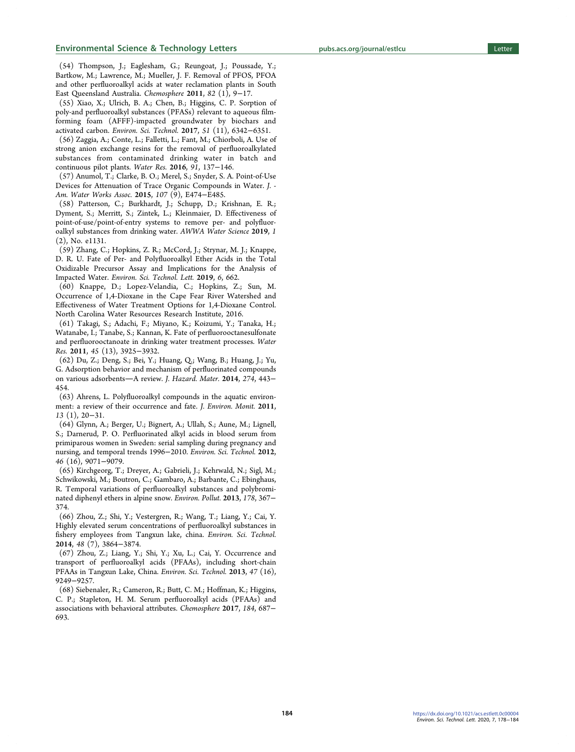(54) Thompson, J.; Eaglesham, G.; Reungoat, J.; Poussade, Y.; Bartkow, M.; Lawrence, M.; Mueller, J. F. Removal of PFOS, PFOA and other perfluoroalkyl acids at water reclamation plants in South East Queensland Australia. *Chemosphere* **2011**, *82* (1), 9−17.

(55) Xiao, X.; Ulrich, B. A.; Chen, B.; Higgins, C. P. Sorption of poly-and perfluoroalkyl substances (PFASs) relevant to aqueous film-forming foam (AFFF)-impacted groundwater by biochars and activated carbon. *Environ. Sci. Technol.* **2017**, *51* (11), 6342−6351.

(56) Zaggia, A.; Conte, L.; Falletti, L.; Fant, M.; Chiorboli, A. Use of strong anion exchange resins for the removal of perfluoroalkylated substances from contaminated drinking water in batch and continuous pilot plants. *Water Res.* **2016**, *91*, 137−146.

(57) Anumol, T.; Clarke, B. O.; Merel, S.; Snyder, S. A. Point-of-Use Devices for Attenuation of Trace Organic Compounds in Water. *J. - Am. Water Works Assoc.* **2015**, *107* (9), E474−E485.

(58) Patterson, C.; Burkhardt, J.; Schupp, D.; Krishnan, E. R.; Dyment, S.; Merritt, S.; Zintek, L.; Kleinmaier, D. Effectiveness of point-of-use/point-of-entry systems to remove per- and polyfluoroalkyl substances from drinking water. *AWWA Water Science* **2019**, *1* (2), No. e1131.

(59) Zhang, C.; Hopkins, Z. R.; McCord, J.; Strynar, M. J.; Knappe, D. R. U. Fate of Per- and Polyfluoroalkyl Ether Acids in the Total Oxidizable Precursor Assay and Implications for the Analysis of Impacted Water. *Environ. Sci. Technol. Lett.* **2019**, *6*, 662.

(60) Knappe, D.; Lopez-Velandia, C.; Hopkins, Z.; Sun, M. Occurrence of 1,4-Dioxane in the Cape Fear River Watershed and Effectiveness of Water Treatment Options for 1,4-Dioxane Control. North Carolina Water Resources Research Institute, 2016.

(61) Takagi, S.; Adachi, F.; Miyano, K.; Koizumi, Y.; Tanaka, H.; Watanabe, I.; Tanabe, S.; Kannan, K. Fate of perfluorooctanesulfonate and perfluorooctanoate in drinking water treatment processes. *Water Res.* **2011**, *45* (13), 3925−3932.

(62) Du, Z.; Deng, S.; Bei, Y.; Huang, Q.; Wang, B.; Huang, J.; Yu, G. Adsorption behavior and mechanism of perfluorinated compounds on various adsorbents—A review. *J. Hazard. Mater.* **2014**, *274*, 443−454.

(63) Ahrens, L. Polyfluoroalkyl compounds in the aquatic environment: a review of their occurrence and fate. *J. Environ. Monit.* **2011**, *13* (1), 20−31.

(64) Glynn, A.; Berger, U.; Bignert, A.; Ullah, S.; Aune, M.; Lignell, S.; Darnerud, P. O. Perfluorinated alkyl acids in blood serum from primiparous women in Sweden: serial sampling during pregnancy and nursing, and temporal trends 1996−2010. *Environ. Sci. Technol.* **2012**, *46* (16), 9071−9079.

(65) Kirchgeorg, T.; Dreyer, A.; Gabrieli, J.; Kehrwald, N.; Sigl, M.; Schwikowski, M.; Boutron, C.; Gambaro, A.; Barbante, C.; Ebinghaus, R. Temporal variations of perfluoroalkyl substances and polybrominated diphenyl ethers in alpine snow. *Environ. Pollut.* **2013**, *178*, 367−374.

(66) Zhou, Z.; Shi, Y.; Vestergren, R.; Wang, T.; Liang, Y.; Cai, Y. Highly elevated serum concentrations of perfluoroalkyl substances in fishery employees from Tangxun lake, china. *Environ. Sci. Technol.* **2014**, *48* (7), 3864−3874.

(67) Zhou, Z.; Liang, Y.; Shi, Y.; Xu, L.; Cai, Y. Occurrence and transport of perfluoroalkyl acids (PFAAs), including short-chain PFAAs in Tangxun Lake, China. *Environ. Sci. Technol.* **2013**, *47* (16), 9249−9257.

(68) Siebenaler, R.; Cameron, R.; Butt, C. M.; Hoffman, K.; Higgins, C. P.; Stapleton, H. M. Serum perfluoroalkyl acids (PFAAs) and associations with behavioral attributes. *Chemosphere* **2017**, *184*, 687−693.